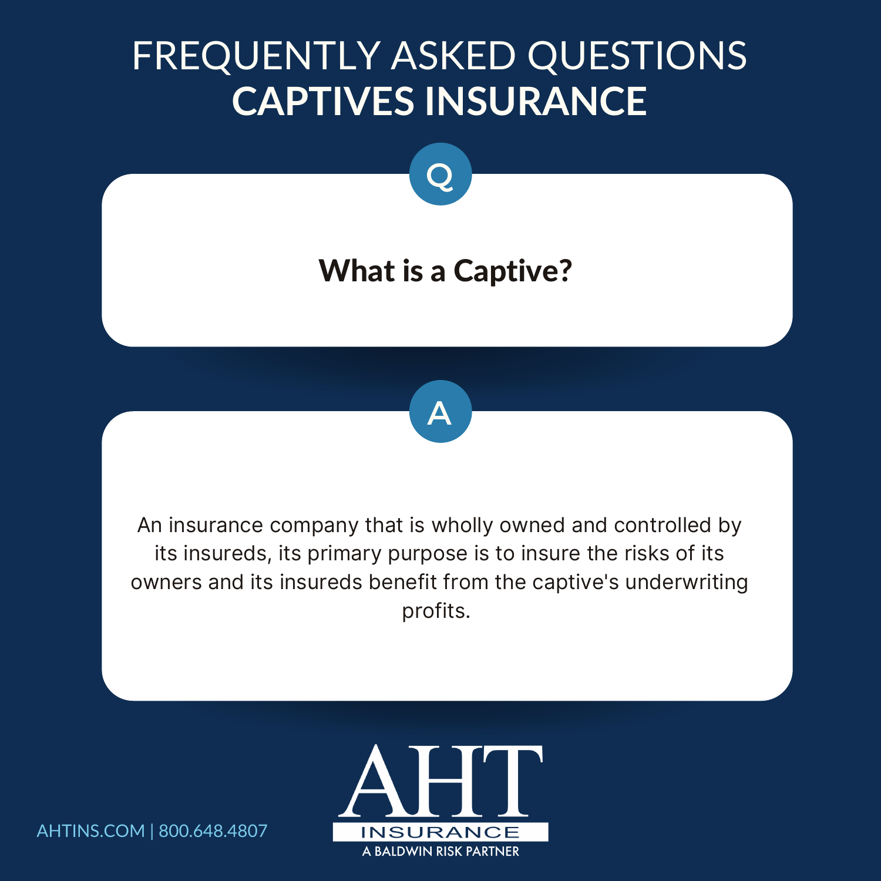# FREQUENTLY ASKED QUESTIONS
# CAPTIVES INSURANCE

Q

## What is a Captive?

A

An insurance company that is wholly owned and controlled by its insureds, its primary purpose is to insure the risks of its owners and its insureds benefit from the captive's underwriting profits.

AHTINS.COM | 800.648.4807

AHT INSURANCE
A BALDWIN RISK PARTNER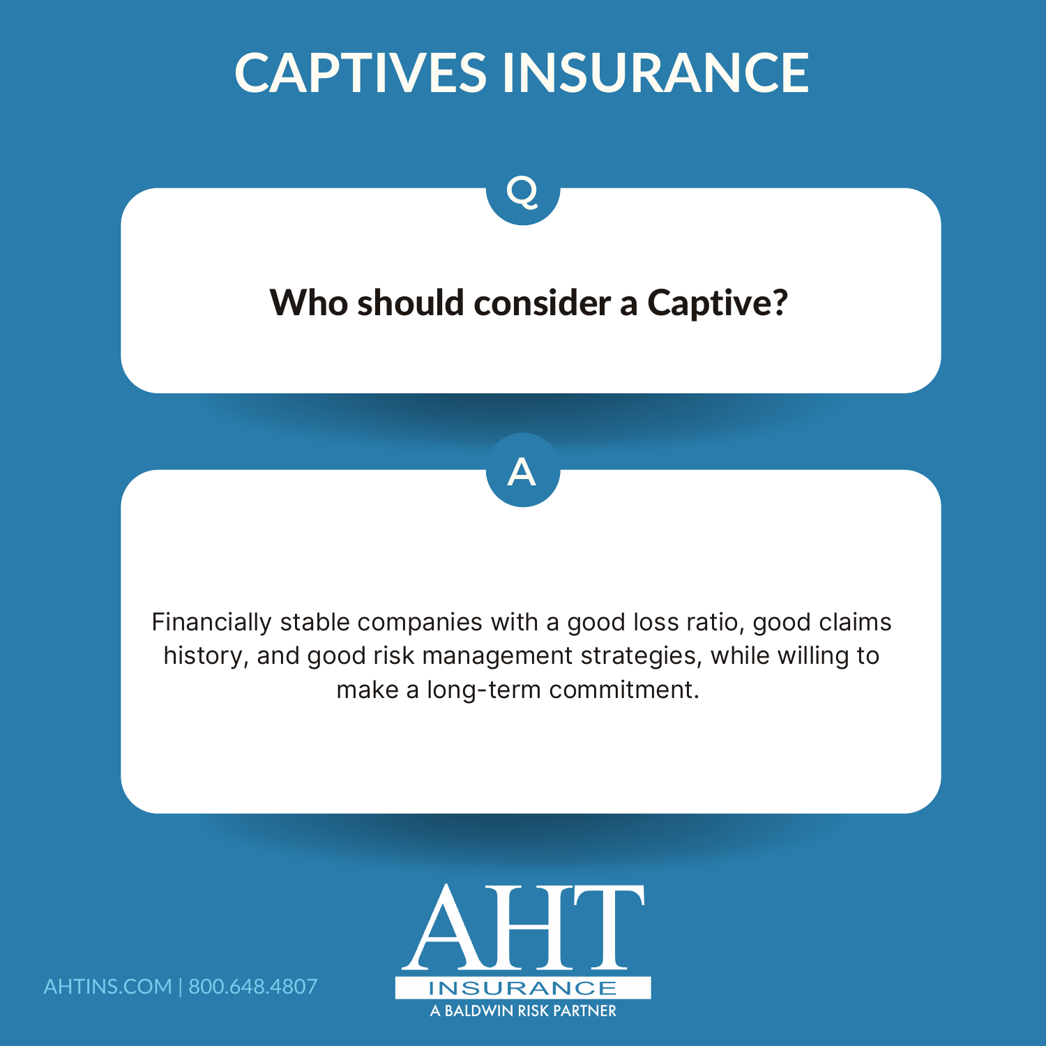# CAPTIVES INSURANCE

**Q**

**Who should consider a Captive?**

**A**

Financially stable companies with a good loss ratio, good claims history, and good risk management strategies, while willing to make a long-term commitment.

AHTINS.COM | 800.648.4807

AHT INSURANCE
A BALDWIN RISK PARTNER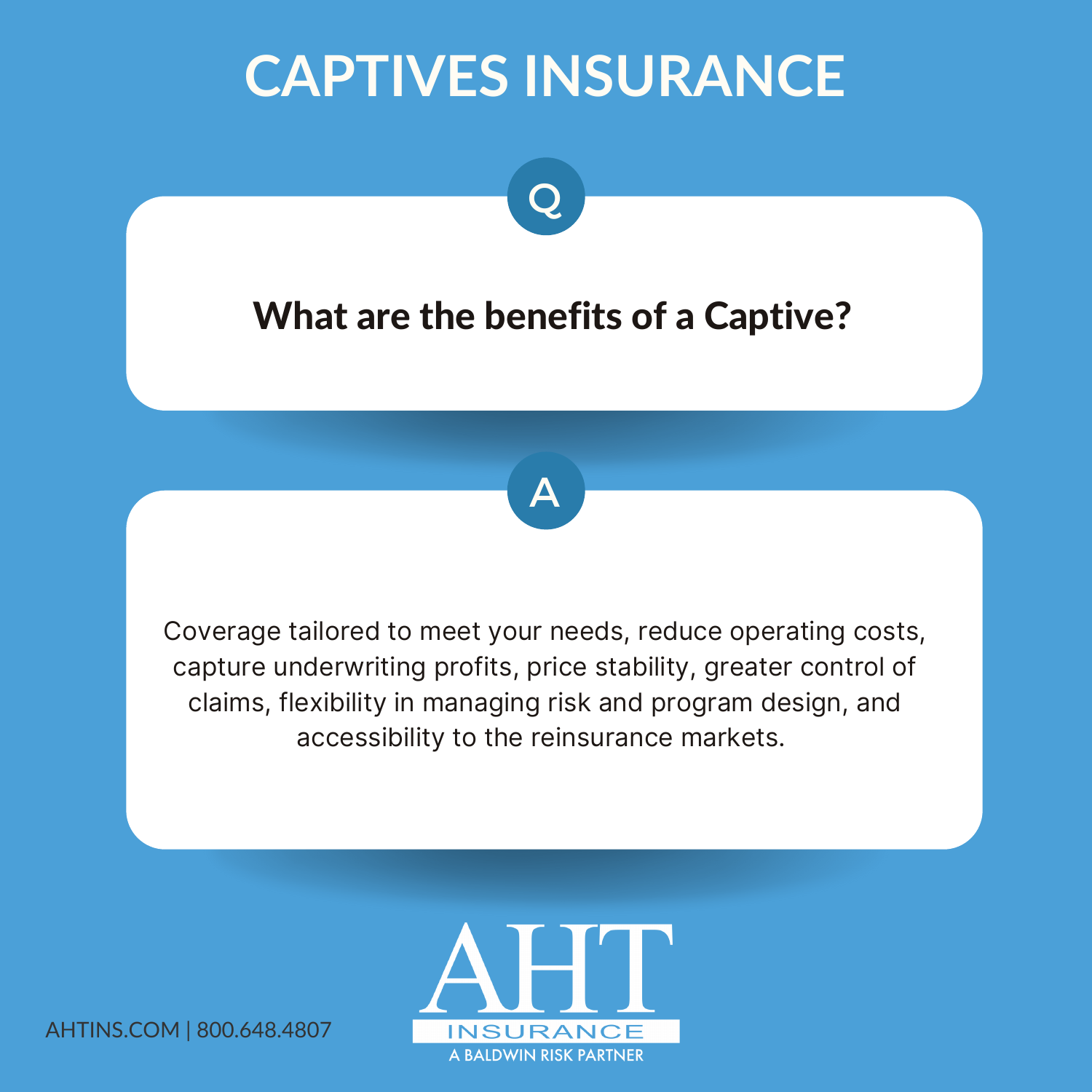# CAPTIVES INSURANCE

Q

**What are the benefits of a Captive?**

A

Coverage tailored to meet your needs, reduce operating costs, capture underwriting profits, price stability, greater control of claims, flexibility in managing risk and program design, and accessibility to the reinsurance markets.

AHTINS.COM | 800.648.4807

AHT INSURANCE
A BALDWIN RISK PARTNER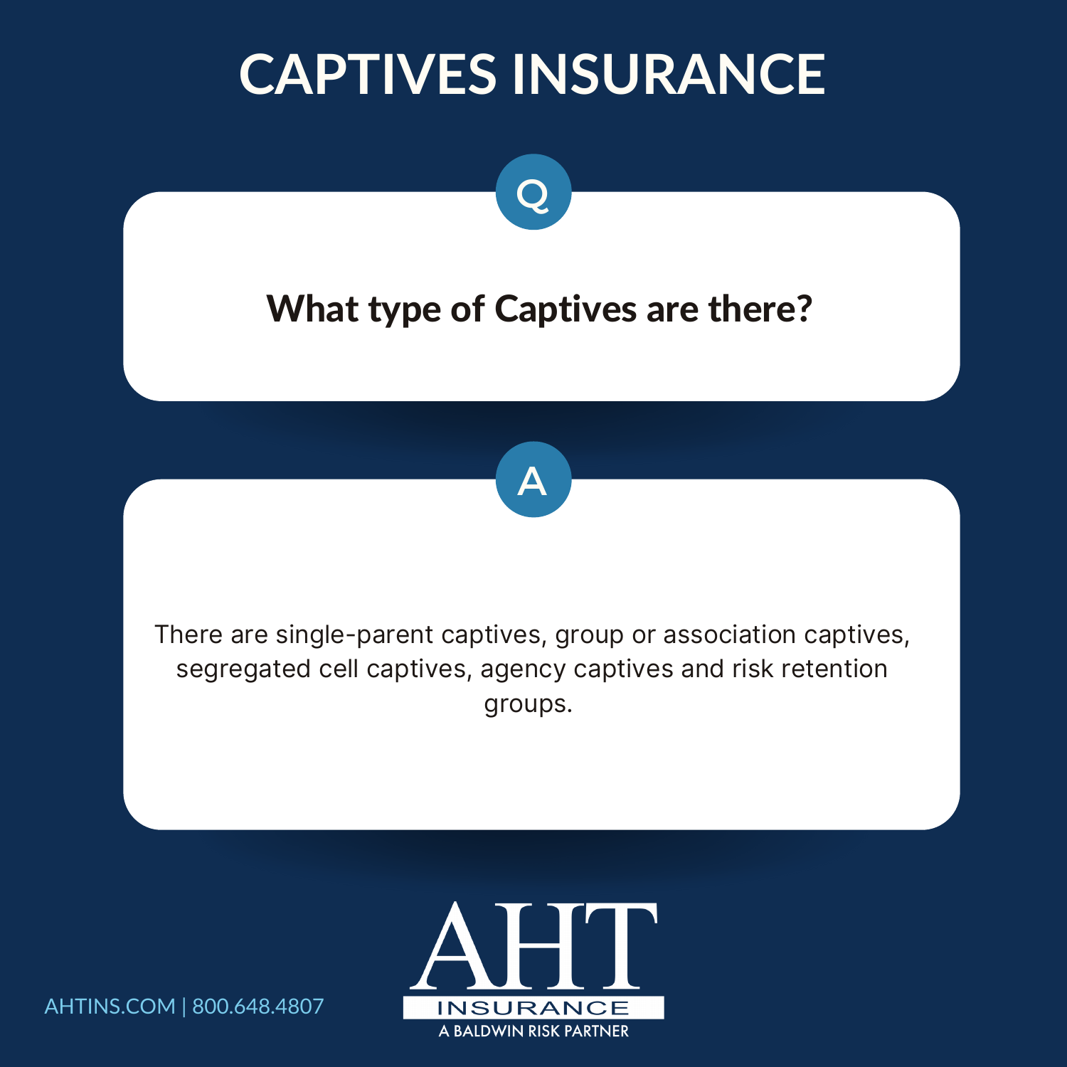# CAPTIVES INSURANCE

Q

**What type of Captives are there?**

A

There are single-parent captives, group or association captives, segregated cell captives, agency captives and risk retention groups.

AHTINS.COM | 800.648.4807

AHT INSURANCE
A BALDWIN RISK PARTNER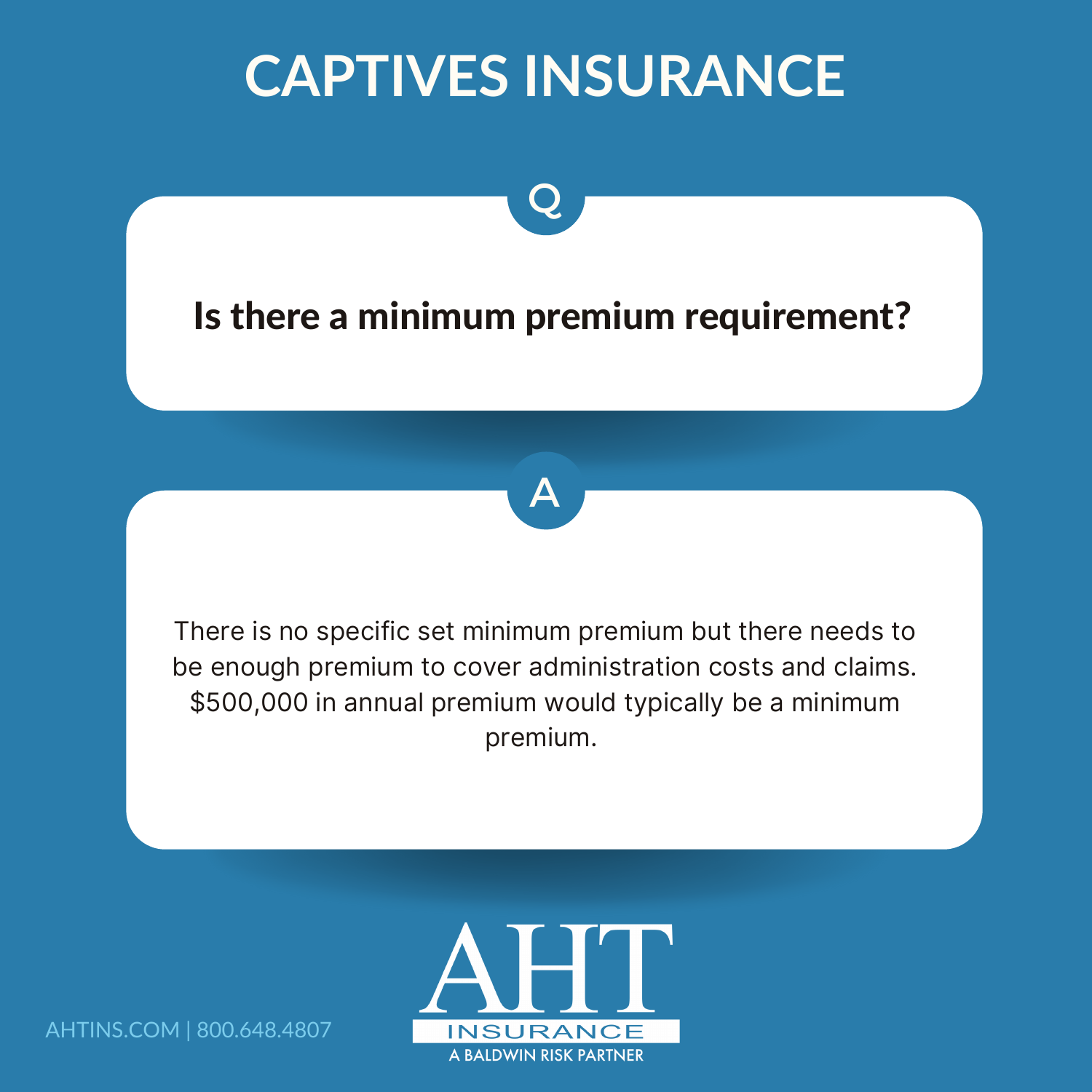# CAPTIVES INSURANCE

Q

**Is there a minimum premium requirement?**

A

There is no specific set minimum premium but there needs to be enough premium to cover administration costs and claims. $500,000 in annual premium would typically be a minimum premium.

AHTINS.COM | 800.648.4807

AHT INSURANCE

A BALDWIN RISK PARTNER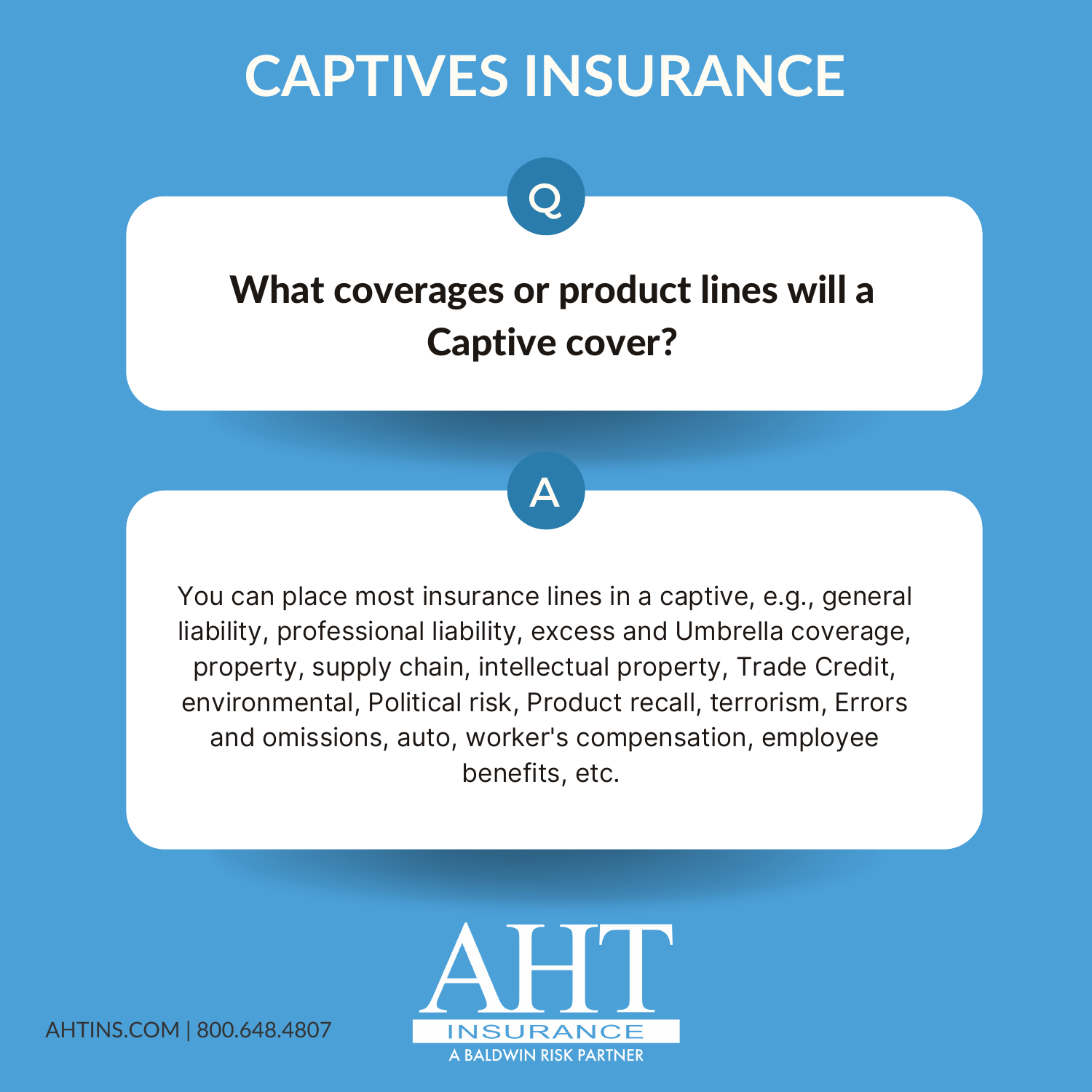# CAPTIVES INSURANCE

**Q**

## What coverages or product lines will a Captive cover?

**A**

You can place most insurance lines in a captive, e.g., general liability, professional liability, excess and Umbrella coverage, property, supply chain, intellectual property, Trade Credit, environmental, Political risk, Product recall, terrorism, Errors and omissions, auto, worker's compensation, employee benefits, etc.

AHTINS.COM | 800.648.4807

AHT INSURANCE
A BALDWIN RISK PARTNER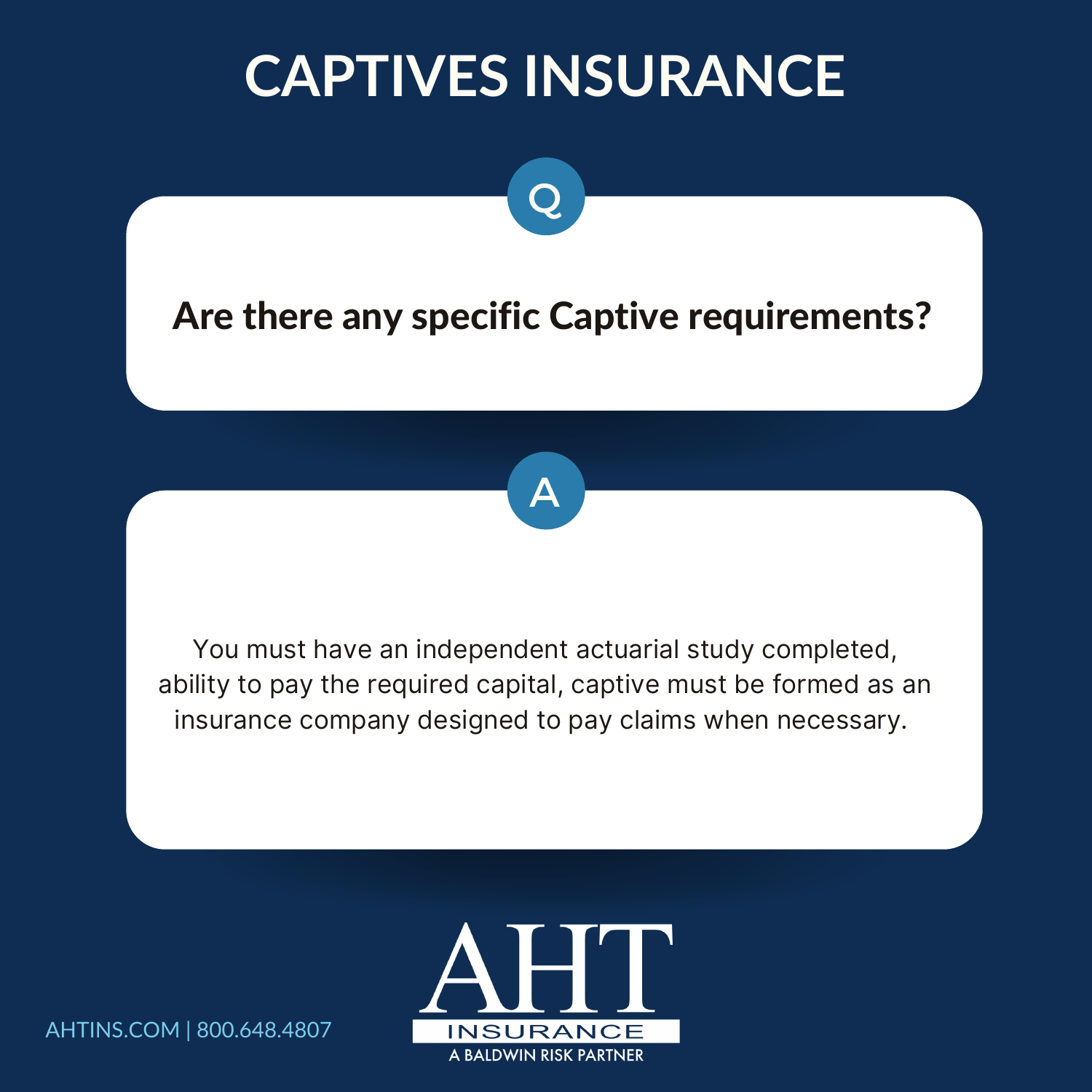# CAPTIVES INSURANCE

**Q**

**Are there any specific Captive requirements?**

**A**

You must have an independent actuarial study completed, ability to pay the required capital, captive must be formed as an insurance company designed to pay claims when necessary.

AHTINS.COM | 800.648.4807

AHT INSURANCE
A BALDWIN RISK PARTNER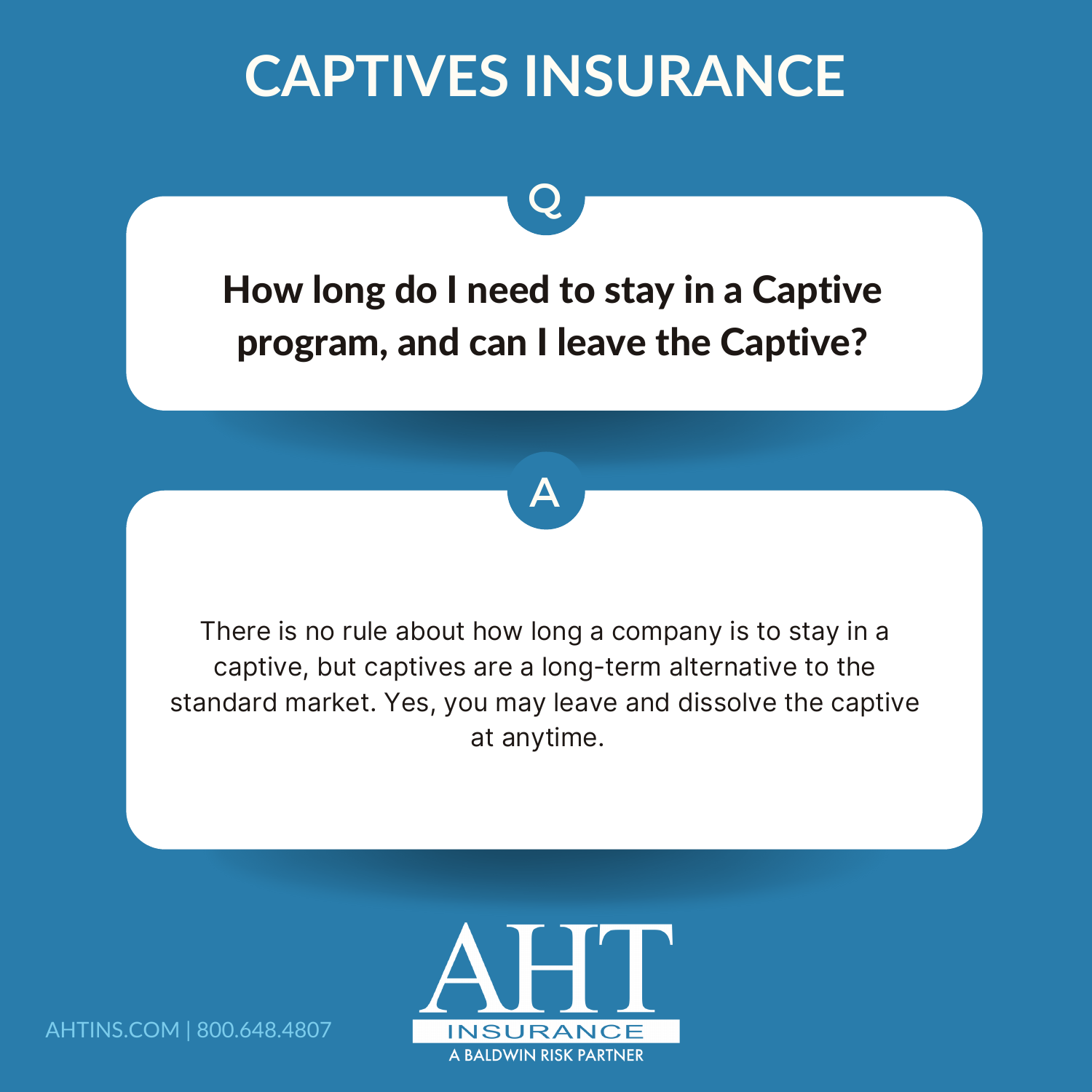# CAPTIVES INSURANCE

**Q**

**How long do I need to stay in a Captive program, and can I leave the Captive?**

**A**

There is no rule about how long a company is to stay in a captive, but captives are a long-term alternative to the standard market. Yes, you may leave and dissolve the captive at anytime.

AHTINS.COM | 800.648.4807

AHT INSURANCE

A BALDWIN RISK PARTNER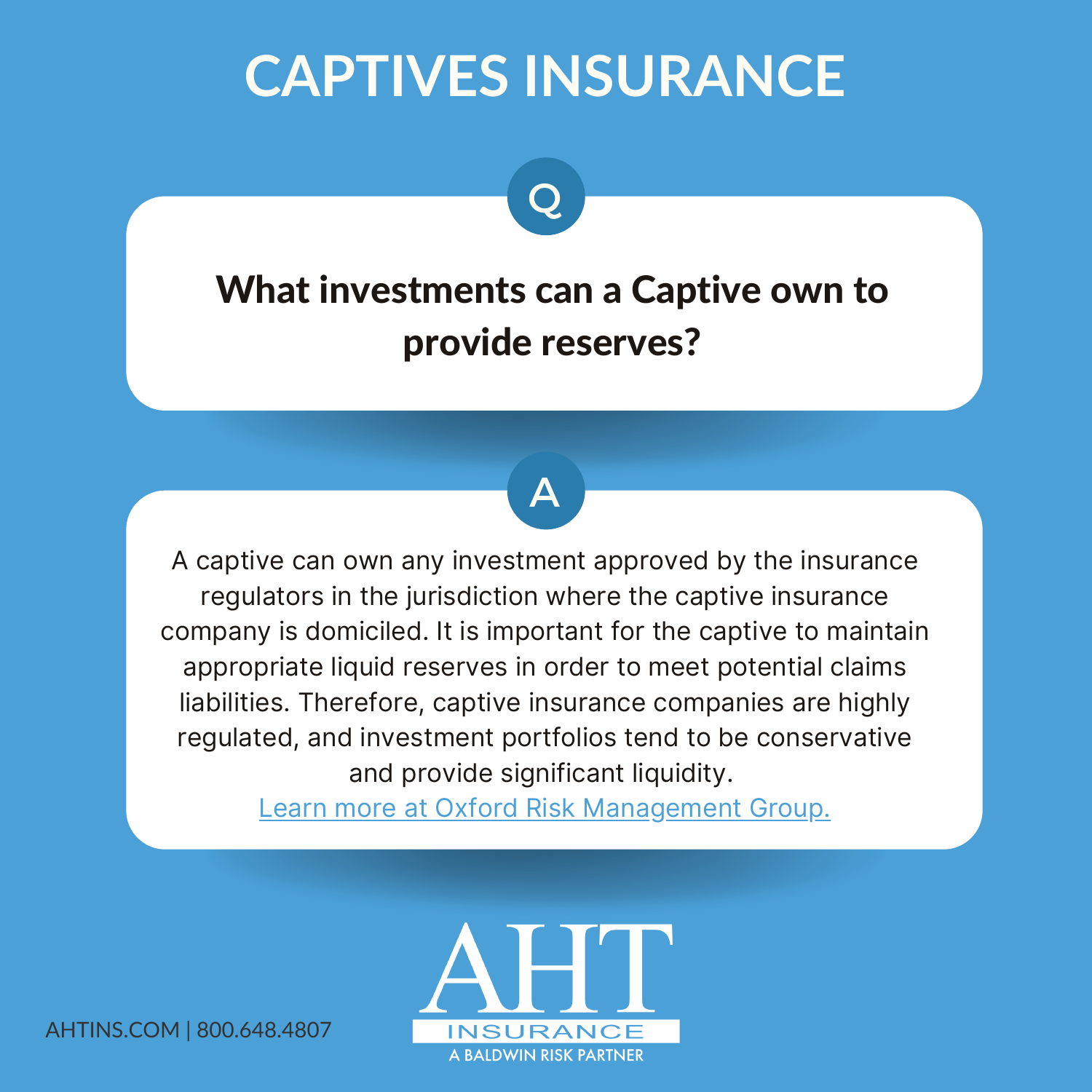# CAPTIVES INSURANCE

**Q**

**What investments can a Captive own to provide reserves?**

**A**

A captive can own any investment approved by the insurance regulators in the jurisdiction where the captive insurance company is domiciled. It is important for the captive to maintain appropriate liquid reserves in order to meet potential claims liabilities. Therefore, captive insurance companies are highly regulated, and investment portfolios tend to be conservative and provide significant liquidity.

Learn more at Oxford Risk Management Group.

AHTINS.COM | 800.648.4807

AHT INSURANCE
A BALDWIN RISK PARTNER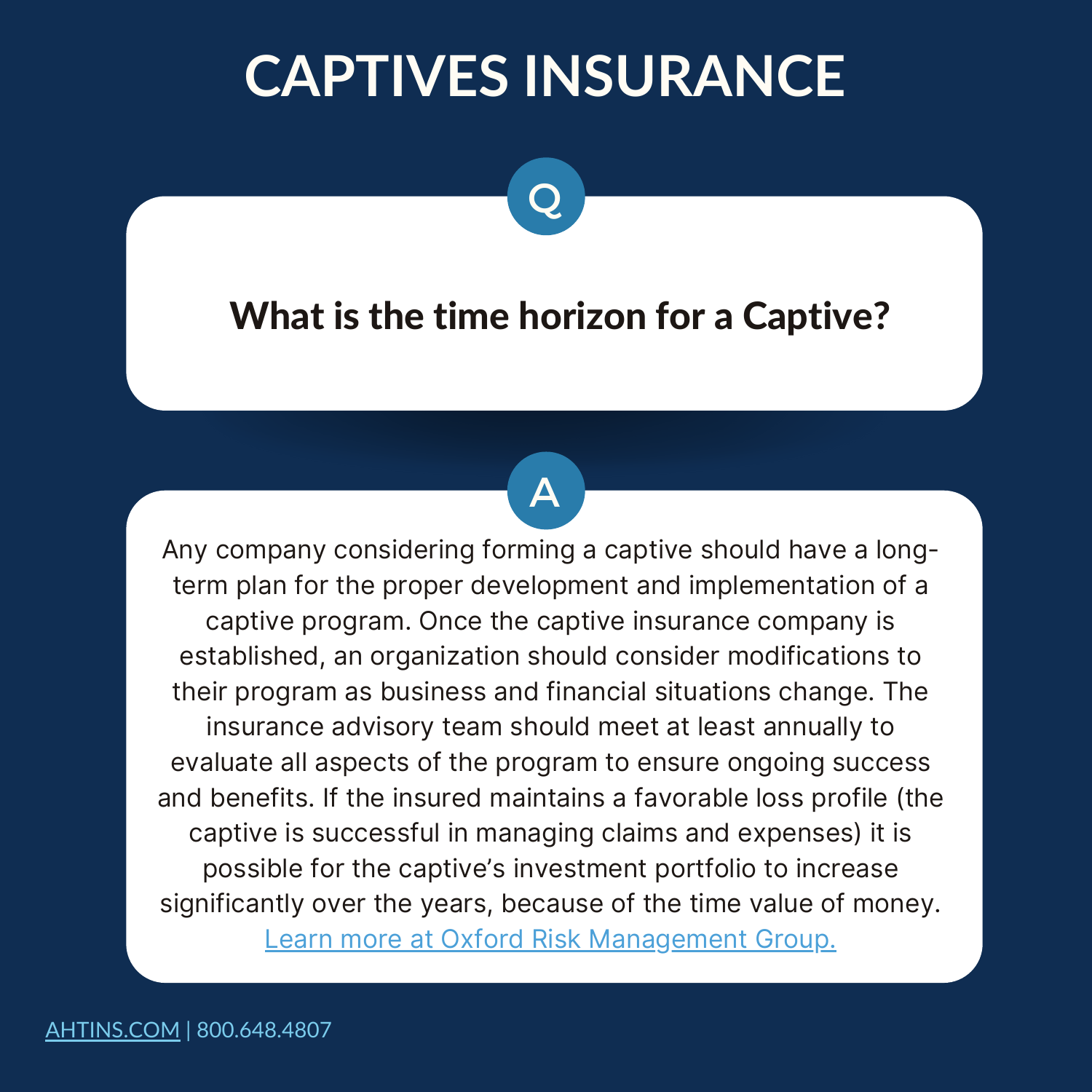# CAPTIVES INSURANCE

**Q**

## What is the time horizon for a Captive?

**A**

Any company considering forming a captive should have a long-term plan for the proper development and implementation of a captive program. Once the captive insurance company is established, an organization should consider modifications to their program as business and financial situations change. The insurance advisory team should meet at least annually to evaluate all aspects of the program to ensure ongoing success and benefits. If the insured maintains a favorable loss profile (the captive is successful in managing claims and expenses) it is possible for the captive's investment portfolio to increase significantly over the years, because of the time value of money. Learn more at Oxford Risk Management Group.

AHTINS.COM | 800.648.4807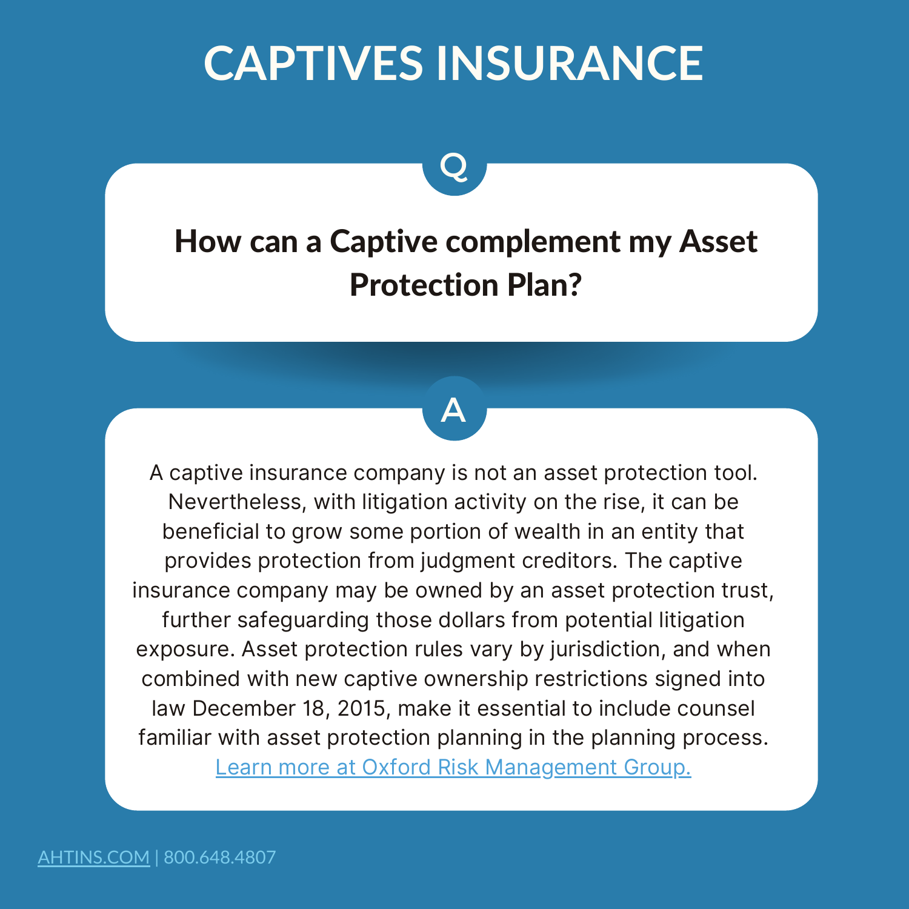# CAPTIVES INSURANCE

**Q**

**How can a Captive complement my Asset Protection Plan?**

**A**

A captive insurance company is not an asset protection tool. Nevertheless, with litigation activity on the rise, it can be beneficial to grow some portion of wealth in an entity that provides protection from judgment creditors. The captive insurance company may be owned by an asset protection trust, further safeguarding those dollars from potential litigation exposure. Asset protection rules vary by jurisdiction, and when combined with new captive ownership restrictions signed into law December 18, 2015, make it essential to include counsel familiar with asset protection planning in the planning process. Learn more at Oxford Risk Management Group.

AHTINS.COM | 800.648.4807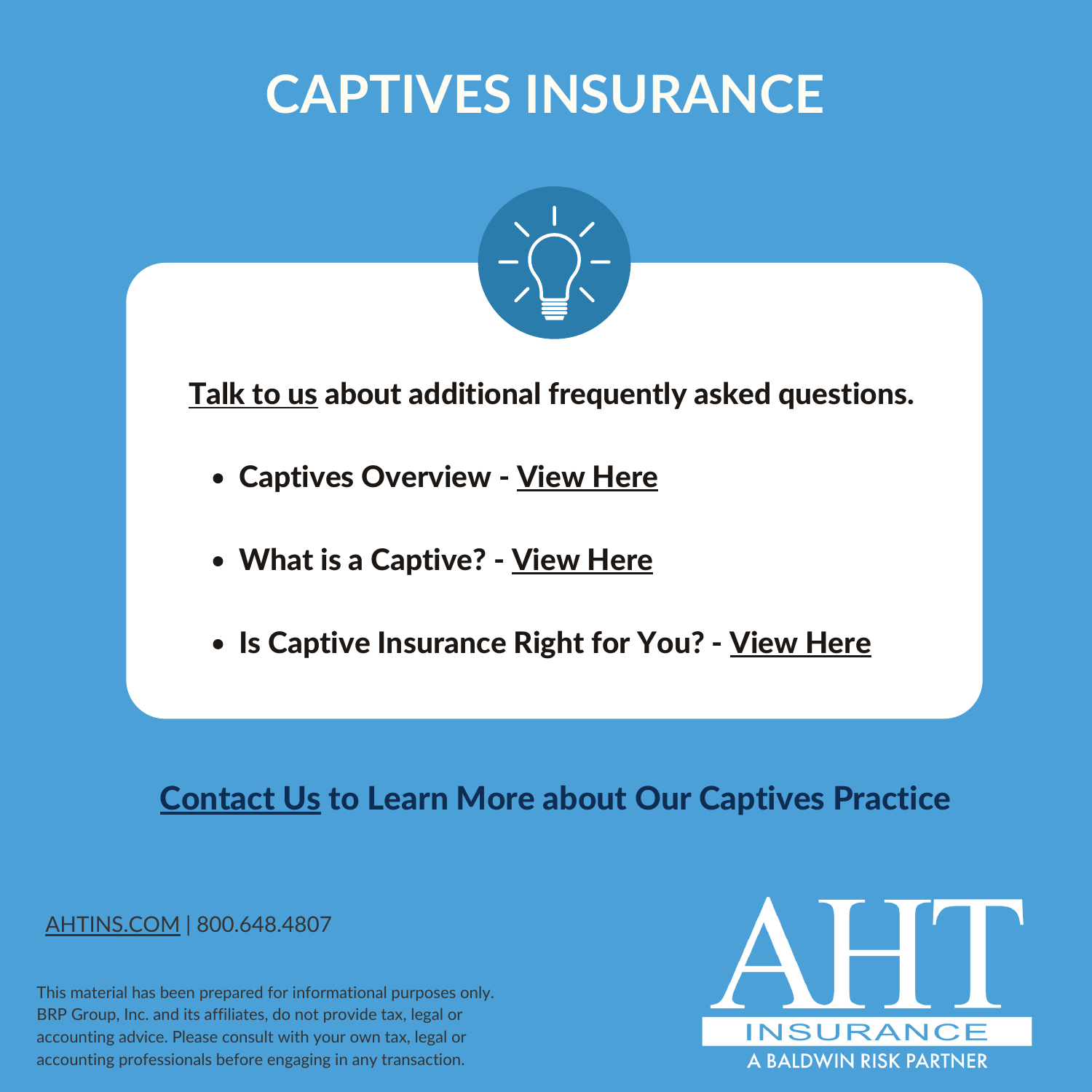# CAPTIVES INSURANCE

**Talk to us about additional frequently asked questions.**

- **Captives Overview - View Here**
- **What is a Captive? - View Here**
- **Is Captive Insurance Right for You? - View Here**

## Contact Us to Learn More about Our Captives Practice

AHTINS.COM | 800.648.4807

This material has been prepared for informational purposes only. BRP Group, Inc. and its affiliates, do not provide tax, legal or accounting advice. Please consult with your own tax, legal or accounting professionals before engaging in any transaction.

AHT INSURANCE
A BALDWIN RISK PARTNER